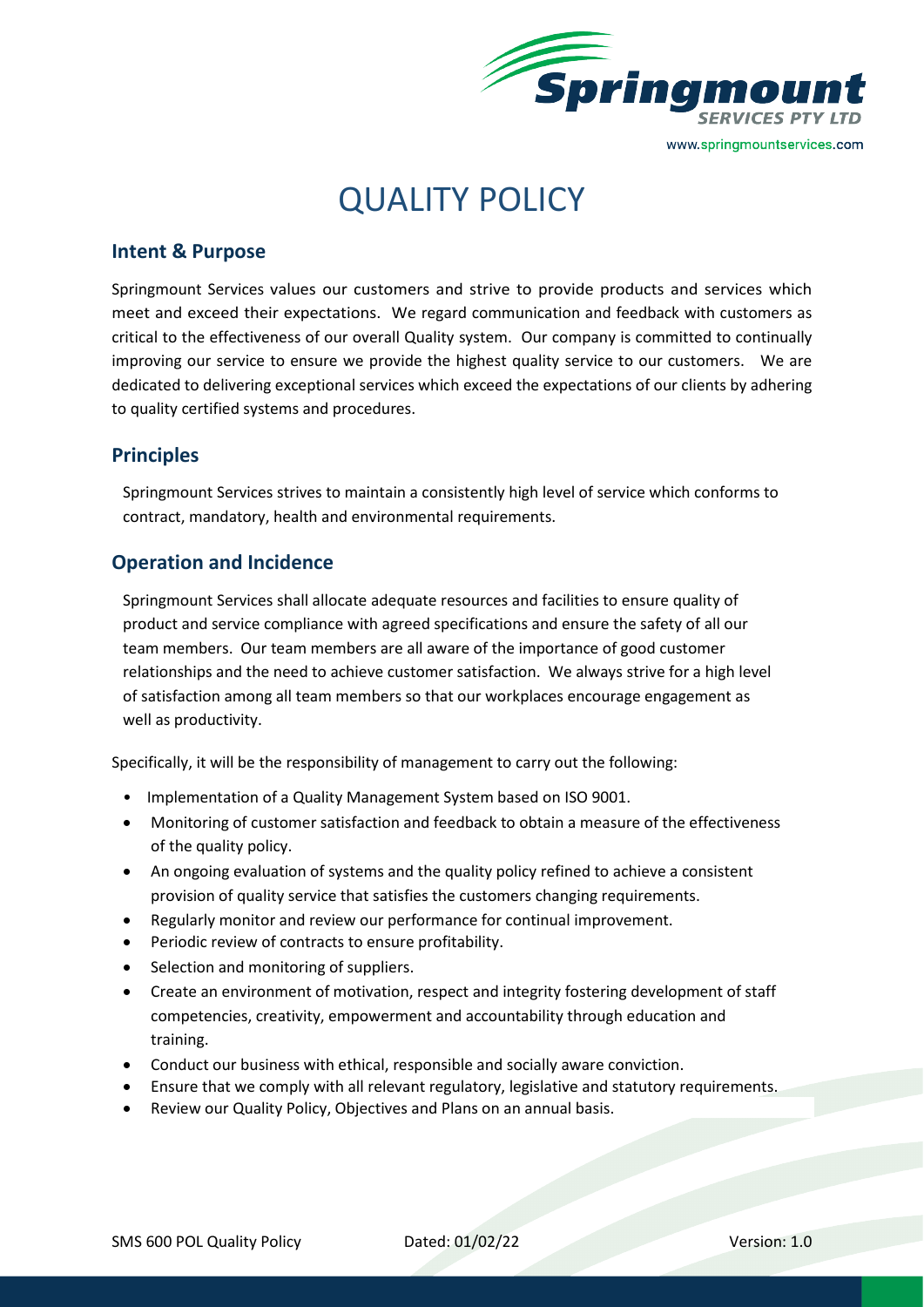# QUALITY POLICY

## Intent & Purpose

Springmount Services values our customers and strive to provide products and services which meet and exceed their expectations. We regard communication and feedback with customers as critical to the effectiveness of our overall Quality system. Our company is committed to continually improving our service to ensure we provide the highest quality service to our customers. We are dedicated to delivering exceptional services which exceed the expectations of our clients by adhering to quality certified systems and procedures.

## Principles

Springmount Services strives to maintain a consistently high level of service which conforms to contract, mandatory, health and environmental requirements.

## Operation and Incidence

Springmount Services shall allocate adequate resources and facilities to ensure quality of product and service compliance with agreed specifications and ensure the safety of all our team members. Our team members are all aware of the importance of good customer relationships and the need to achieve customer satisfaction. We always strive for a high level of satisfaction among all team members so that our workplaces encourage engagement as well as productivity.

Specifically, it will be the responsibility of management to carry out the following:

- Implementation of a Quality Management System based on ISO 9001.
- Monitoring of customer satisfaction and feedback to obtain a measure of the effectiveness of the quality policy.
- An ongoing evaluation of systems and the quality policy refined to achieve a consistent provision of quality service that satisfies the customers changing requirements.
- Regularly monitor and review our performance for continual improvement.
- Periodic review of contracts to ensure profitability.
- Selection and monitoring of suppliers.
- Create an environment of motivation, respect and integrity fostering development of staff competencies, creativity, empowerment and accountability through education and training.
- Conduct our business with ethical, responsible and socially aware conviction.
- Ensure that we comply with all relevant regulatory, legislative and statutory requirements.
- Review our Quality Policy, Objectives and Plans on an annual basis.

SMS 600 POL Quality Policy  Dated: 01/02/22  Version: 1.0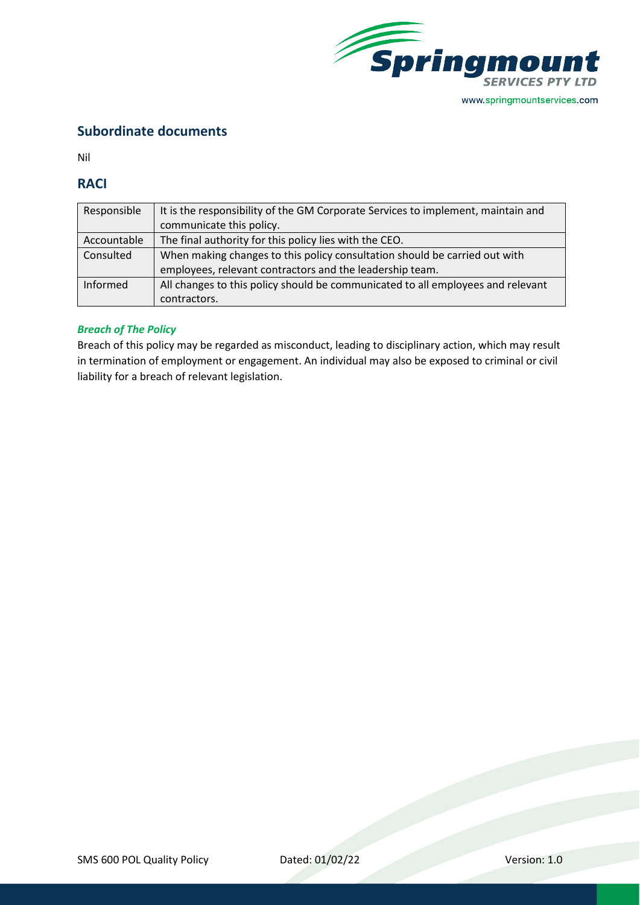## Subordinate documents

Nil

## RACI

| | |
|---|---|
| Responsible | It is the responsibility of the GM Corporate Services to implement, maintain and communicate this policy. |
| Accountable | The final authority for this policy lies with the CEO. |
| Consulted | When making changes to this policy consultation should be carried out with employees, relevant contractors and the leadership team. |
| Informed | All changes to this policy should be communicated to all employees and relevant contractors. |

### *Breach of The Policy*

Breach of this policy may be regarded as misconduct, leading to disciplinary action, which may result in termination of employment or engagement. An individual may also be exposed to criminal or civil liability for a breach of relevant legislation.